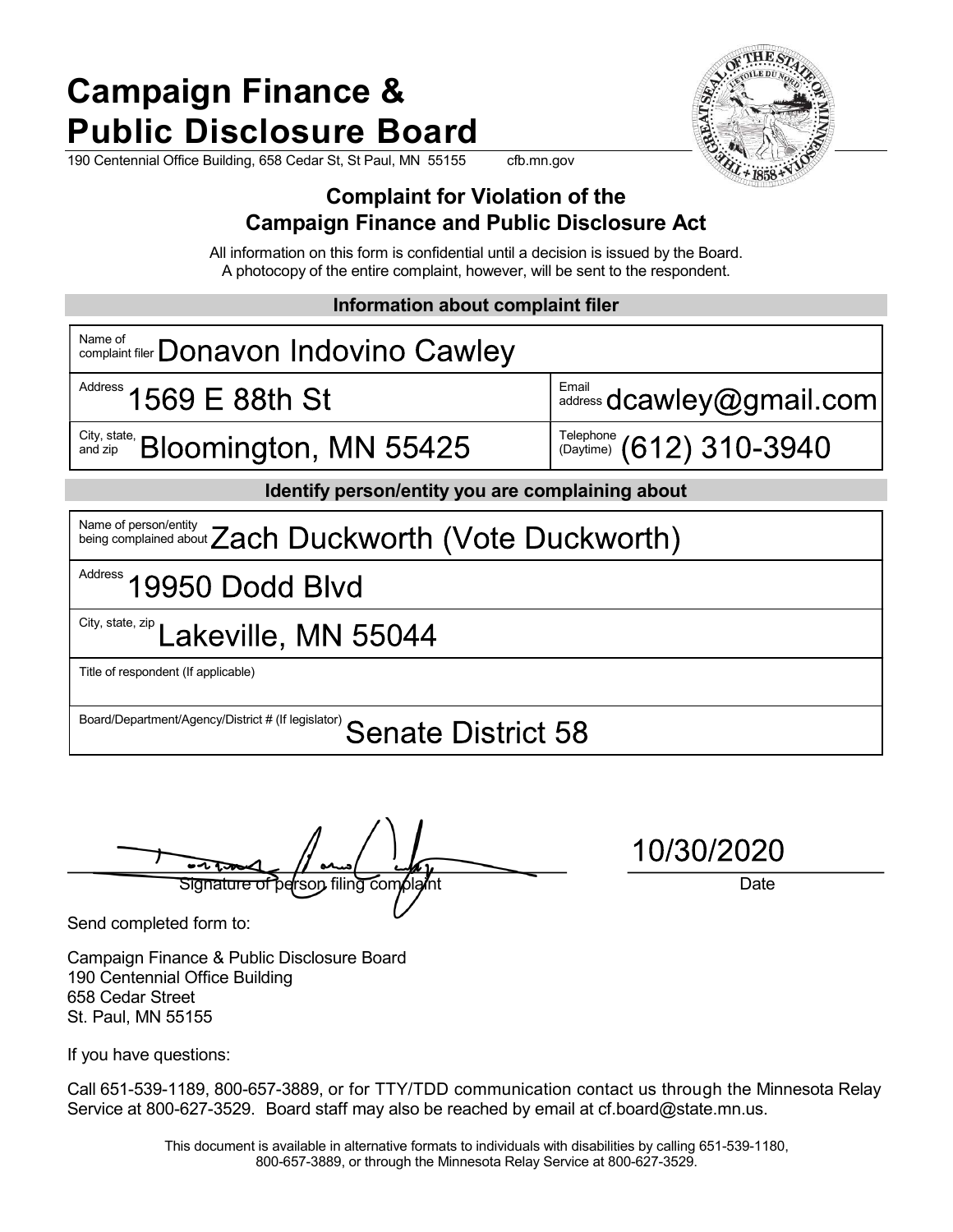# Campaign Finance & Public Disclosure Board

190 Centennial Office Building, 658 Cedar St, St Paul, MN 55155 cfb.mn.gov

## Complaint for Violation of the Campaign Finance and Public Disclosure Act

All information on this form is confidential until a decision is issued by the Board. A photocopy of the entire complaint, however, will be sent to the respondent.

### Information about complaint filer

| | |
|---|---|
| Name of complaint filer: Donavon Indovino Cawley | |
| Address: 1569 E 88th St | Email address: dcawley@gmail.com |
| City, state, and zip: Bloomington, MN 55425 | Telephone (Daytime): (612) 310-3940 |

### Identify person/entity you are complaining about

| |
|---|
| Name of person/entity being complained about: Zach Duckworth (Vote Duckworth) |
| Address: 19950 Dodd Blvd |
| City, state, zip: Lakeville, MN 55044 |
| Title of respondent (If applicable): |
| Board/Department/Agency/District # (If legislator): Senate District 58 |

Signature of person filing complaint: [signature]

Date: 10/30/2020

Send completed form to:

Campaign Finance & Public Disclosure Board
190 Centennial Office Building
658 Cedar Street
St. Paul, MN 55155

If you have questions:

Call 651-539-1189, 800-657-3889, or for TTY/TDD communication contact us through the Minnesota Relay Service at 800-627-3529. Board staff may also be reached by email at cf.board@state.mn.us.

This document is available in alternative formats to individuals with disabilities by calling 651-539-1180, 800-657-3889, or through the Minnesota Relay Service at 800-627-3529.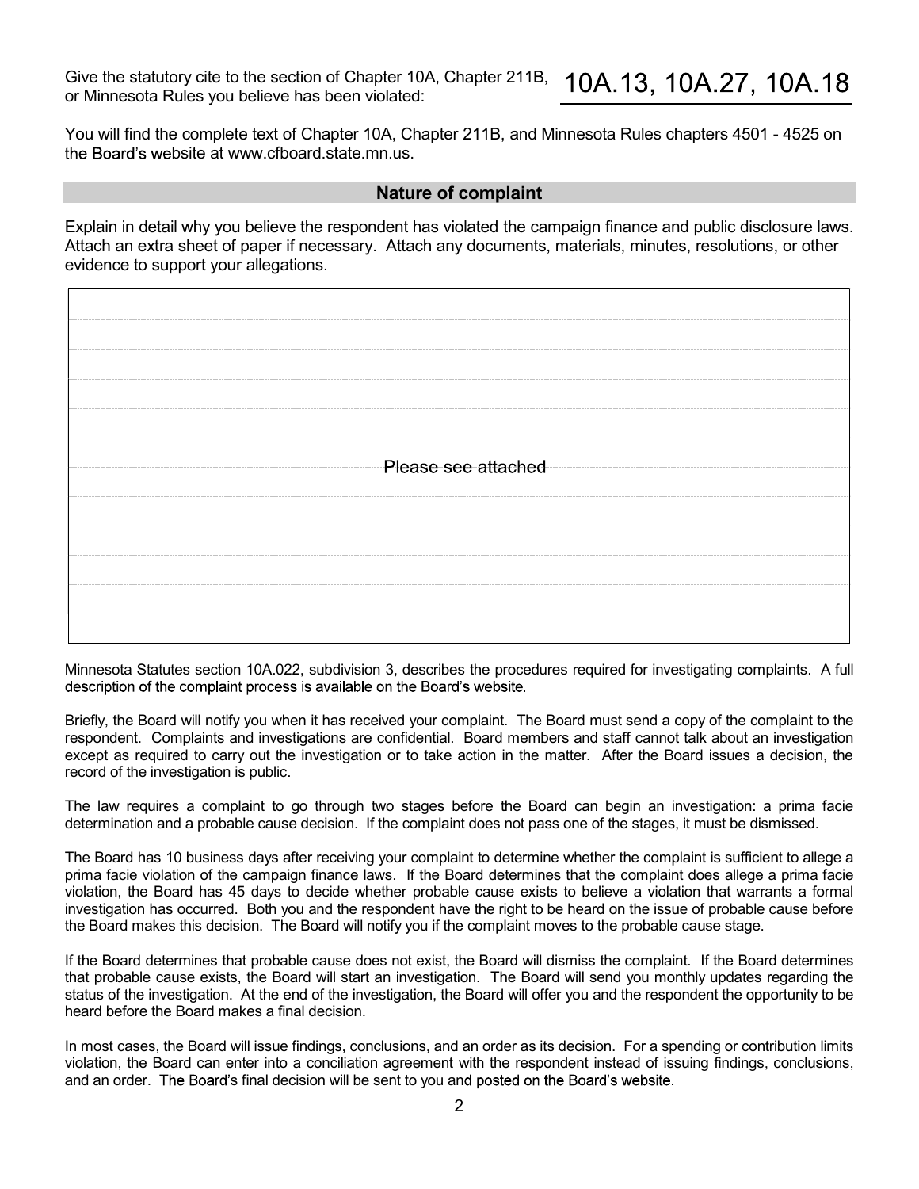Give the statutory cite to the section of Chapter 10A, Chapter 211B, or Minnesota Rules you believe has been violated: 10A.13, 10A.27, 10A.18

You will find the complete text of Chapter 10A, Chapter 211B, and Minnesota Rules chapters 4501 - 4525 on the Board's website at www.cfboard.state.mn.us.

## Nature of complaint

Explain in detail why you believe the respondent has violated the campaign finance and public disclosure laws. Attach an extra sheet of paper if necessary. Attach any documents, materials, minutes, resolutions, or other evidence to support your allegations.

Please see attached

Minnesota Statutes section 10A.022, subdivision 3, describes the procedures required for investigating complaints. A full description of the complaint process is available on the Board's website.

Briefly, the Board will notify you when it has received your complaint. The Board must send a copy of the complaint to the respondent. Complaints and investigations are confidential. Board members and staff cannot talk about an investigation except as required to carry out the investigation or to take action in the matter. After the Board issues a decision, the record of the investigation is public.

The law requires a complaint to go through two stages before the Board can begin an investigation: a prima facie determination and a probable cause decision. If the complaint does not pass one of the stages, it must be dismissed.

The Board has 10 business days after receiving your complaint to determine whether the complaint is sufficient to allege a prima facie violation of the campaign finance laws. If the Board determines that the complaint does allege a prima facie violation, the Board has 45 days to decide whether probable cause exists to believe a violation that warrants a formal investigation has occurred. Both you and the respondent have the right to be heard on the issue of probable cause before the Board makes this decision. The Board will notify you if the complaint moves to the probable cause stage.

If the Board determines that probable cause does not exist, the Board will dismiss the complaint. If the Board determines that probable cause exists, the Board will start an investigation. The Board will send you monthly updates regarding the status of the investigation. At the end of the investigation, the Board will offer you and the respondent the opportunity to be heard before the Board makes a final decision.

In most cases, the Board will issue findings, conclusions, and an order as its decision. For a spending or contribution limits violation, the Board can enter into a conciliation agreement with the respondent instead of issuing findings, conclusions, and an order. The Board's final decision will be sent to you and posted on the Board's website.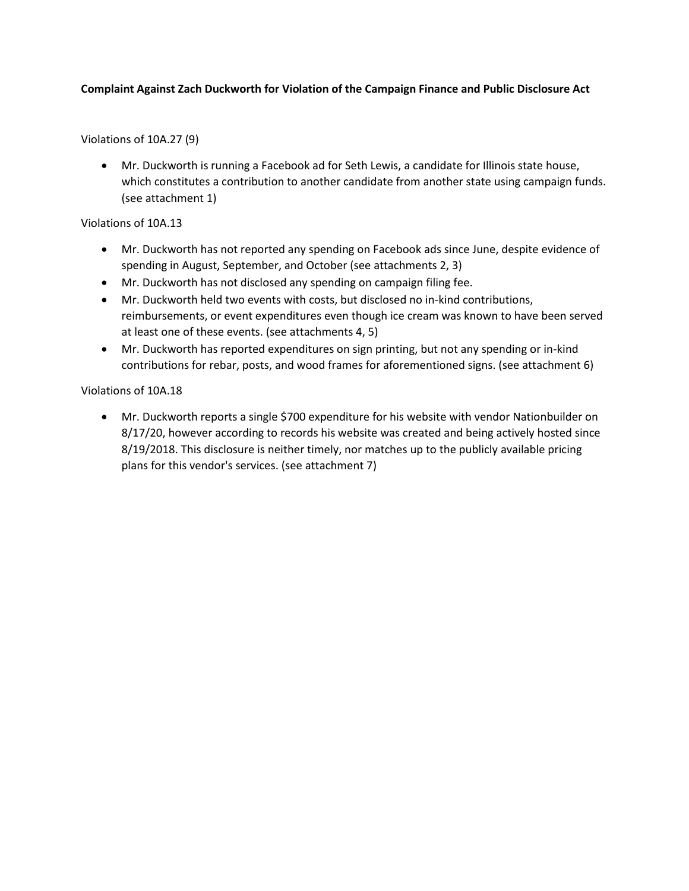**Complaint Against Zach Duckworth for Violation of the Campaign Finance and Public Disclosure Act**

Violations of 10A.27 (9)

- Mr. Duckworth is running a Facebook ad for Seth Lewis, a candidate for Illinois state house, which constitutes a contribution to another candidate from another state using campaign funds. (see attachment 1)

Violations of 10A.13

- Mr. Duckworth has not reported any spending on Facebook ads since June, despite evidence of spending in August, September, and October (see attachments 2, 3)
- Mr. Duckworth has not disclosed any spending on campaign filing fee.
- Mr. Duckworth held two events with costs, but disclosed no in-kind contributions, reimbursements, or event expenditures even though ice cream was known to have been served at least one of these events. (see attachments 4, 5)
- Mr. Duckworth has reported expenditures on sign printing, but not any spending or in-kind contributions for rebar, posts, and wood frames for aforementioned signs. (see attachment 6)

Violations of 10A.18

- Mr. Duckworth reports a single $700 expenditure for his website with vendor Nationbuilder on 8/17/20, however according to records his website was created and being actively hosted since 8/19/2018. This disclosure is neither timely, nor matches up to the publicly available pricing plans for this vendor's services. (see attachment 7)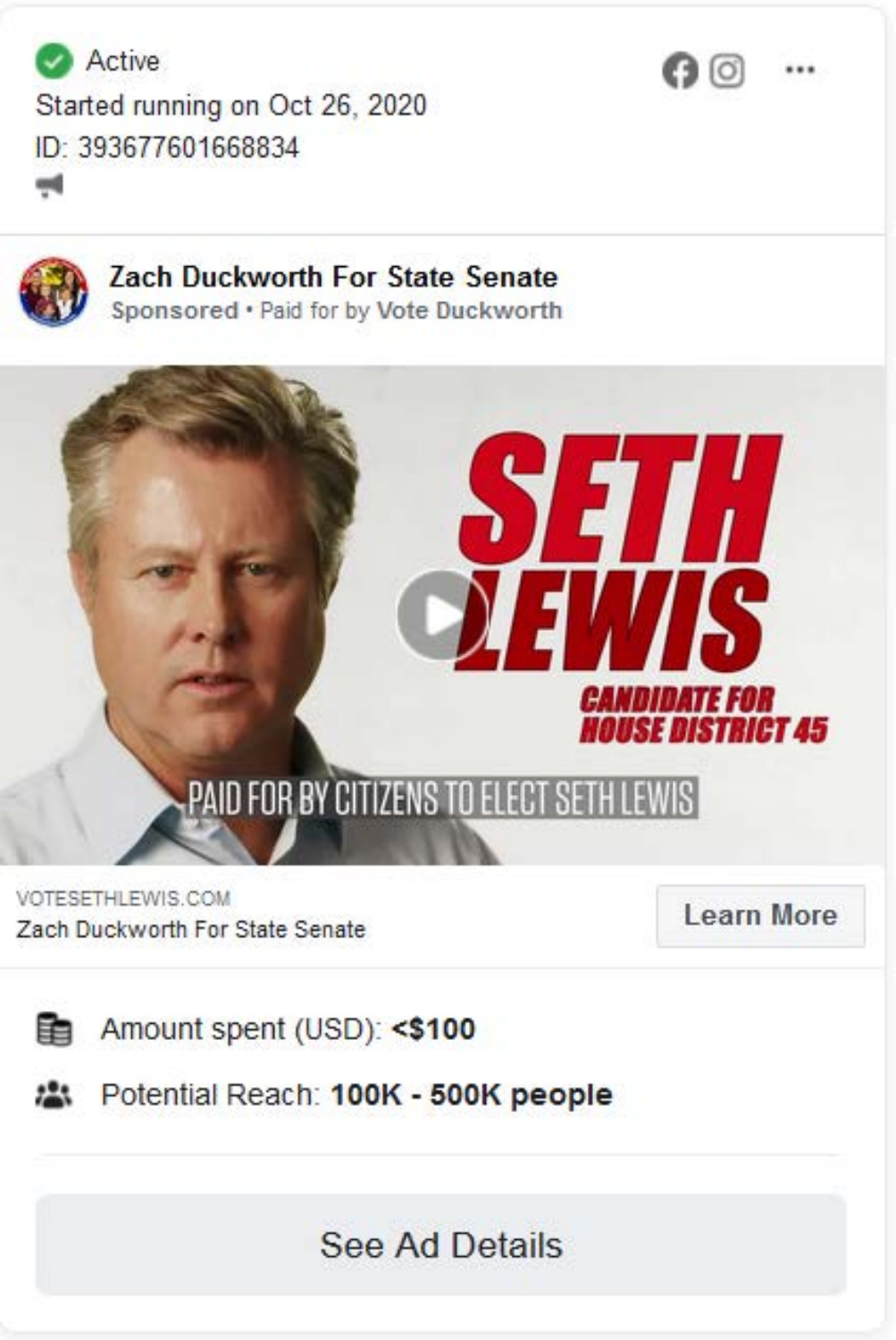Active

Started running on Oct 26, 2020

ID: 393677601668834

**Zach Duckworth For State Senate**

Sponsored • Paid for by Vote Duckworth

SETH LEWIS

CANDIDATE FOR HOUSE DISTRICT 45

PAID FOR BY CITIZENS TO ELECT SETH LEWIS

VOTESETHLEWIS.COM

Zach Duckworth For State Senate

Learn More

Amount spent (USD): **<$100**

Potential Reach: **100K - 500K people**

See Ad Details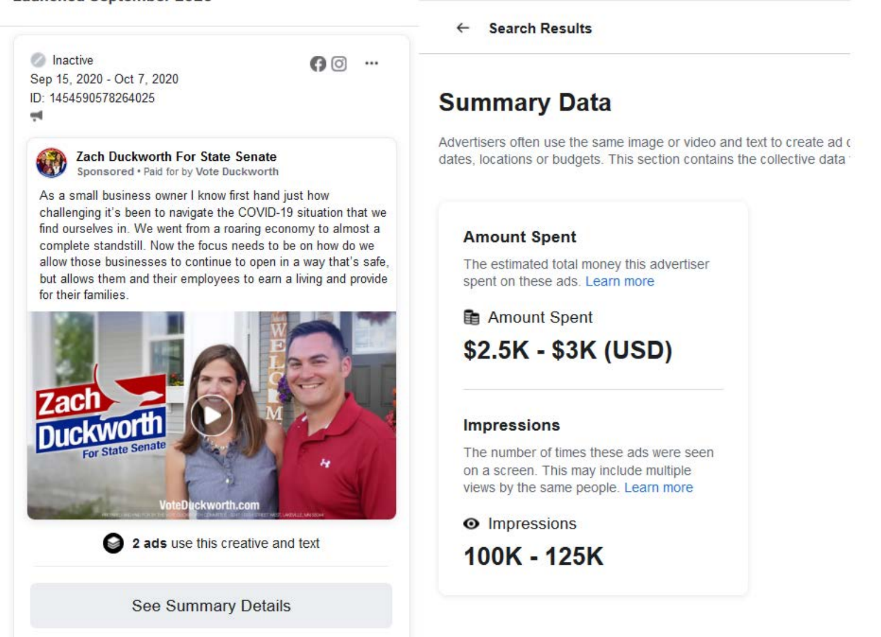Inactive

Sep 15, 2020 - Oct 7, 2020

ID: 1454590578264025

**Zach Duckworth For State Senate**

Sponsored • Paid for by Vote Duckworth

As a small business owner I know first hand just how challenging it's been to navigate the COVID-19 situation that we find ourselves in. We went from a roaring economy to almost a complete standstill. Now the focus needs to be on how do we allow those businesses to continue to open in a way that's safe, but allows them and their employees to earn a living and provide for their families.

Zach Duckworth For State Senate

VoteDuckworth.com

**2 ads** use this creative and text

See Summary Details

Search Results

# Summary Data

Advertisers often use the same image or video and text to create ad dates, locations or budgets. This section contains the collective data

### Amount Spent

The estimated total money this advertiser spent on these ads. Learn more

Amount Spent

**$2.5K - $3K (USD)**

### Impressions

The number of times these ads were seen on a screen. This may include multiple views by the same people. Learn more

Impressions

**100K - 125K**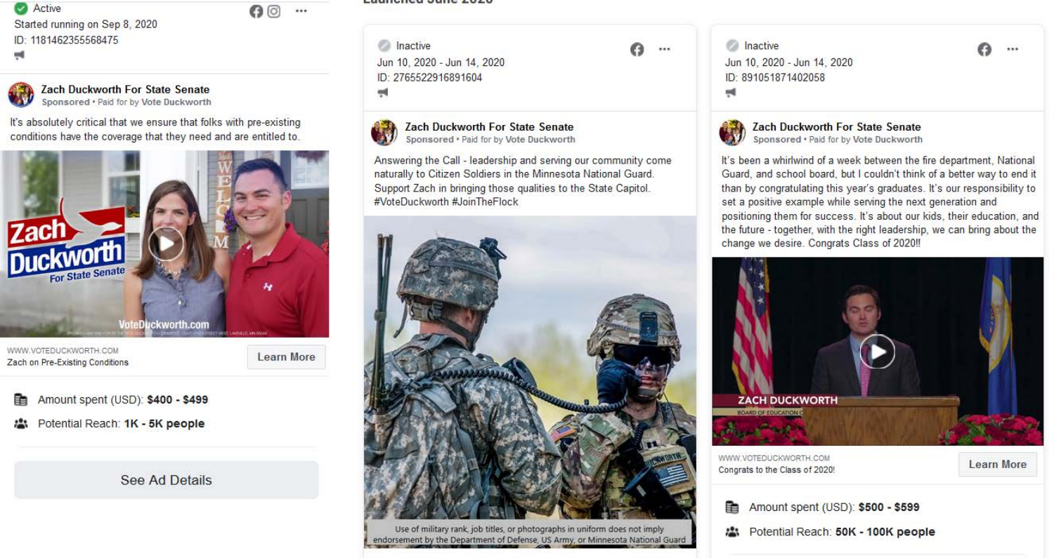Launched June 2020

Active
Started running on Sep 8, 2020
ID: 1181462355568475

**Zach Duckworth For State Senate**
Sponsored • Paid for by Vote Duckworth

It's absolutely critical that we ensure that folks with pre-existing conditions have the coverage that they need and are entitled to.

WWW.VOTEDUCKWORTH.COM
Zach on Pre-Existing Conditions
Learn More

Amount spent (USD): **$400 - $499**
Potential Reach: **1K - 5K people**

See Ad Details

Inactive
Jun 10, 2020 - Jun 14, 2020
ID: 2765522916891604

**Zach Duckworth For State Senate**
Sponsored • Paid for by Vote Duckworth

Answering the Call - leadership and serving our community come naturally to Citizen Soldiers in the Minnesota National Guard. Support Zach in bringing those qualities to the State Capitol. #VoteDuckworth #JoinTheFlock

Use of military rank, job titles, or photographs in uniform does not imply endorsement by the Department of Defense, US Army, or Minnesota National Guard

Inactive
Jun 10, 2020 - Jun 14, 2020
ID: 891051871402058

**Zach Duckworth For State Senate**
Sponsored • Paid for by Vote Duckworth

It's been a whirlwind of a week between the fire department, National Guard, and school board, but I couldn't think of a better way to end it than by congratulating this year's graduates. It's our responsibility to set a positive example while serving the next generation and positioning them for success. It's about our kids, their education, and the future - together, with the right leadership, we can bring about the change we desire. Congrats Class of 2020!!

WWW.VOTEDUCKWORTH.COM
Congrats to the Class of 2020!
Learn More

Amount spent (USD): **$500 - $599**
Potential Reach: **50K - 100K people**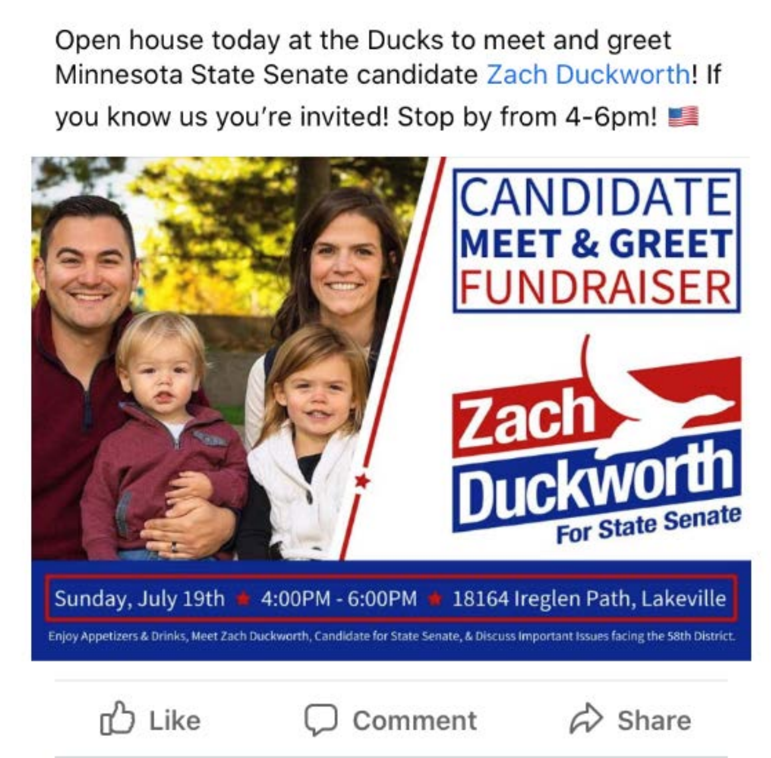Open house today at the Ducks to meet and greet Minnesota State Senate candidate Zach Duckworth! If you know us you're invited! Stop by from 4-6pm! 🇺🇸

# CANDIDATE MEET & GREET FUNDRAISER

**Zach Duckworth**
**For State Senate**

Sunday, July 19th ★ 4:00PM - 6:00PM ★ 18164 Ireglen Path, Lakeville

Enjoy Appetizers & Drinks, Meet Zach Duckworth, Candidate for State Senate, & Discuss Important Issues facing the 58th District.

Like Comment Share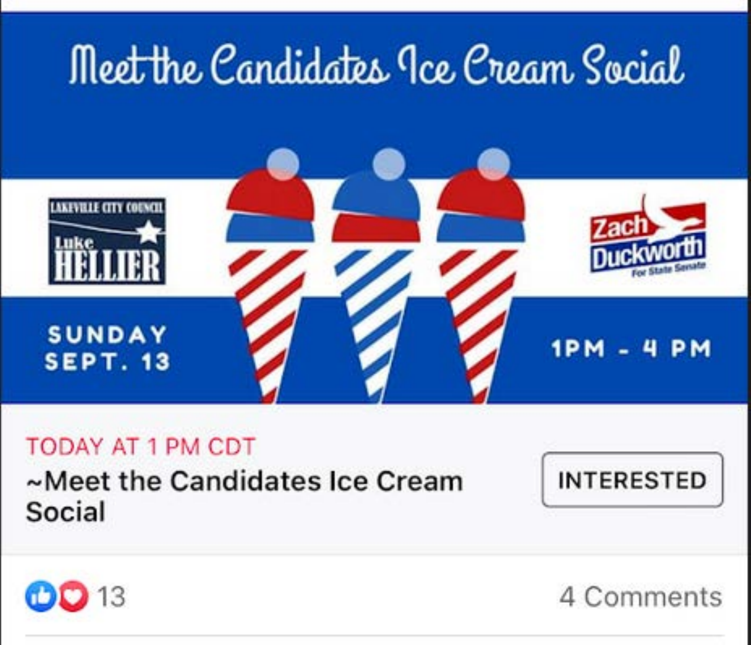# Meet the Candidates Ice Cream Social

LAKEVILLE CITY COUNCIL
Luke
HELLIER

Zach
Duckworth
For State Senate

SUNDAY
SEPT. 13

1PM - 4 PM

TODAY AT 1 PM CDT

~Meet the Candidates Ice Cream Social

INTERESTED

13

4 Comments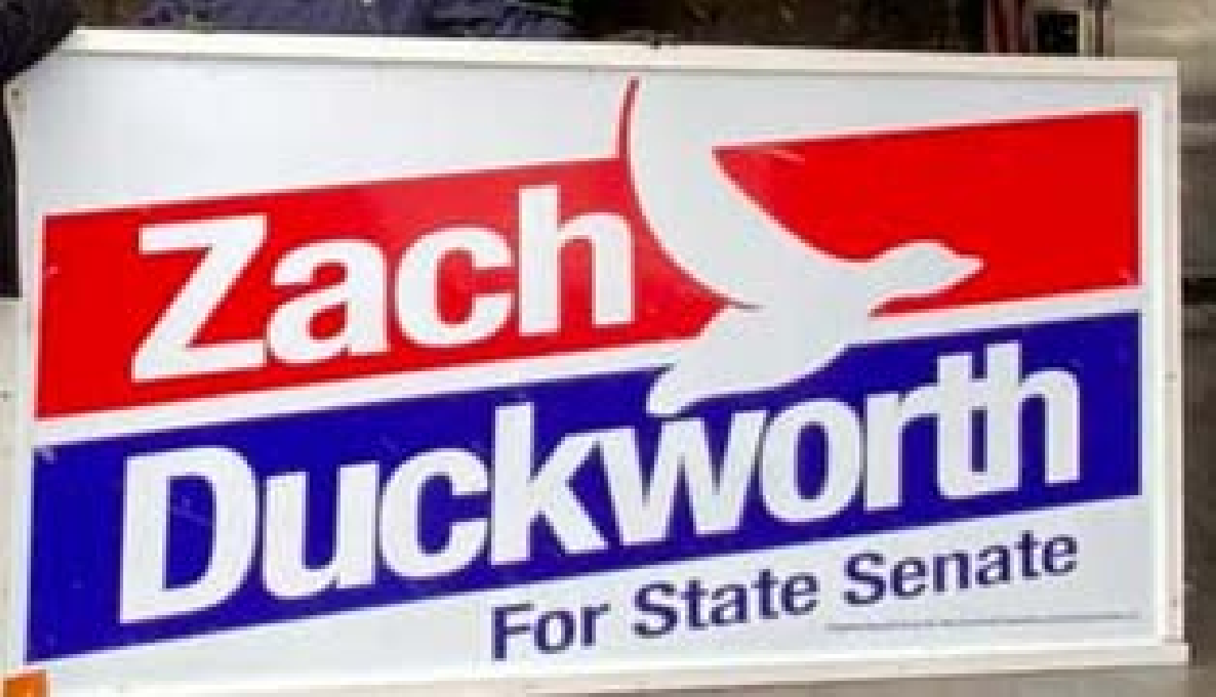Zach

Duckworth

For State Senate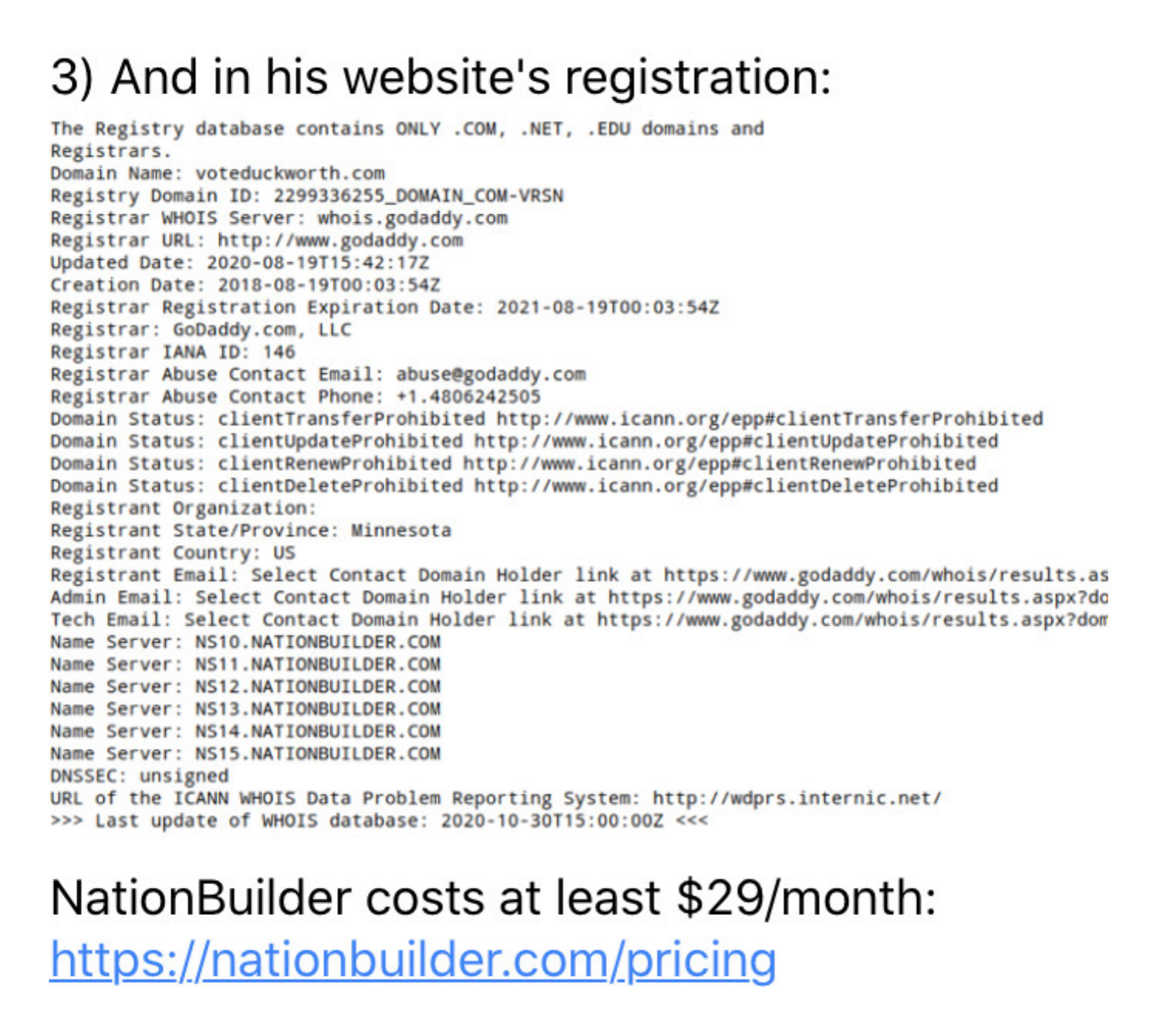# 3) And in his website's registration:

```
The Registry database contains ONLY .COM, .NET, .EDU domains and
Registrars.
Domain Name: voteduckworth.com
Registry Domain ID: 2299336255_DOMAIN_COM-VRSN
Registrar WHOIS Server: whois.godaddy.com
Registrar URL: http://www.godaddy.com
Updated Date: 2020-08-19T15:42:17Z
Creation Date: 2018-08-19T00:03:54Z
Registrar Registration Expiration Date: 2021-08-19T00:03:54Z
Registrar: GoDaddy.com, LLC
Registrar IANA ID: 146
Registrar Abuse Contact Email: abuse@godaddy.com
Registrar Abuse Contact Phone: +1.4806242505
Domain Status: clientTransferProhibited http://www.icann.org/epp#clientTransferProhibited
Domain Status: clientUpdateProhibited http://www.icann.org/epp#clientUpdateProhibited
Domain Status: clientRenewProhibited http://www.icann.org/epp#clientRenewProhibited
Domain Status: clientDeleteProhibited http://www.icann.org/epp#clientDeleteProhibited
Registrant Organization:
Registrant State/Province: Minnesota
Registrant Country: US
Registrant Email: Select Contact Domain Holder link at https://www.godaddy.com/whois/results.as
Admin Email: Select Contact Domain Holder link at https://www.godaddy.com/whois/results.aspx?do
Tech Email: Select Contact Domain Holder link at https://www.godaddy.com/whois/results.aspx?dom
Name Server: NS10.NATIONBUILDER.COM
Name Server: NS11.NATIONBUILDER.COM
Name Server: NS12.NATIONBUILDER.COM
Name Server: NS13.NATIONBUILDER.COM
Name Server: NS14.NATIONBUILDER.COM
Name Server: NS15.NATIONBUILDER.COM
DNSSEC: unsigned
URL of the ICANN WHOIS Data Problem Reporting System: http://wdprs.internic.net/
>>> Last update of WHOIS database: 2020-10-30T15:00:00Z <<<
```

NationBuilder costs at least $29/month: https://nationbuilder.com/pricing